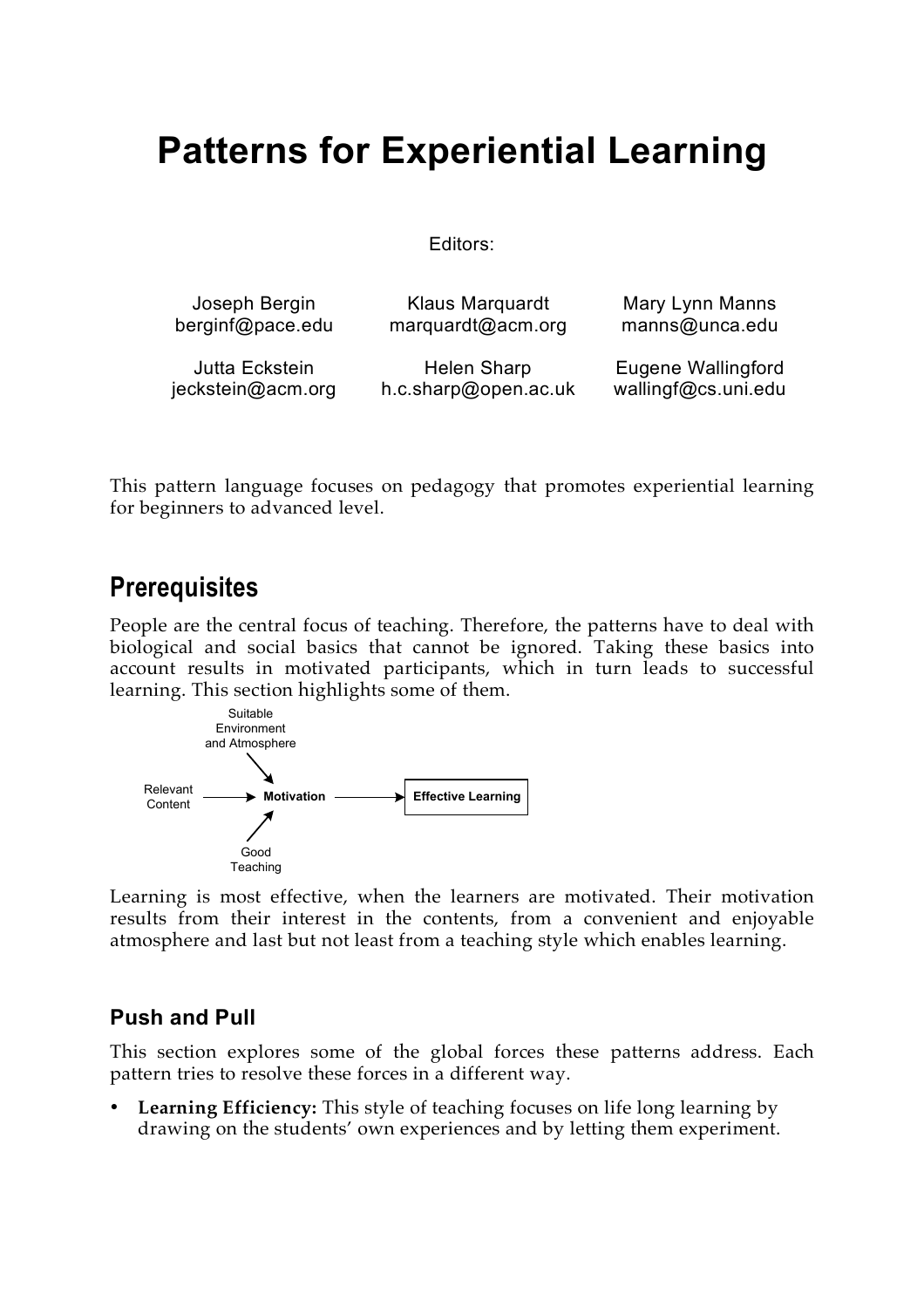# Patterns for Experiential Learning

Editors:

| | | |
|---|---|---|
| Joseph Bergin<br>berginf@pace.edu | Klaus Marquardt<br>marquardt@acm.org | Mary Lynn Manns<br>manns@unca.edu |
| Jutta Eckstein<br>jeckstein@acm.org | Helen Sharp<br>h.c.sharp@open.ac.uk | Eugene Wallingford<br>wallingf@cs.uni.edu |

This pattern language focuses on pedagogy that promotes experiential learning for beginners to advanced level.

## Prerequisites

People are the central focus of teaching. Therefore, the patterns have to deal with biological and social basics that cannot be ignored. Taking these basics into account results in motivated participants, which in turn leads to successful learning. This section highlights some of them.

Suitable Environment and Atmosphere → Motivation
Relevant Content → Motivation
Good Teaching → Motivation
Motivation → Effective Learning

Learning is most effective, when the learners are motivated. Their motivation results from their interest in the contents, from a convenient and enjoyable atmosphere and last but not least from a teaching style which enables learning.

### Push and Pull

This section explores some of the global forces these patterns address. Each pattern tries to resolve these forces in a different way.

- **Learning Efficiency:** This style of teaching focuses on life long learning by drawing on the students' own experiences and by letting them experiment.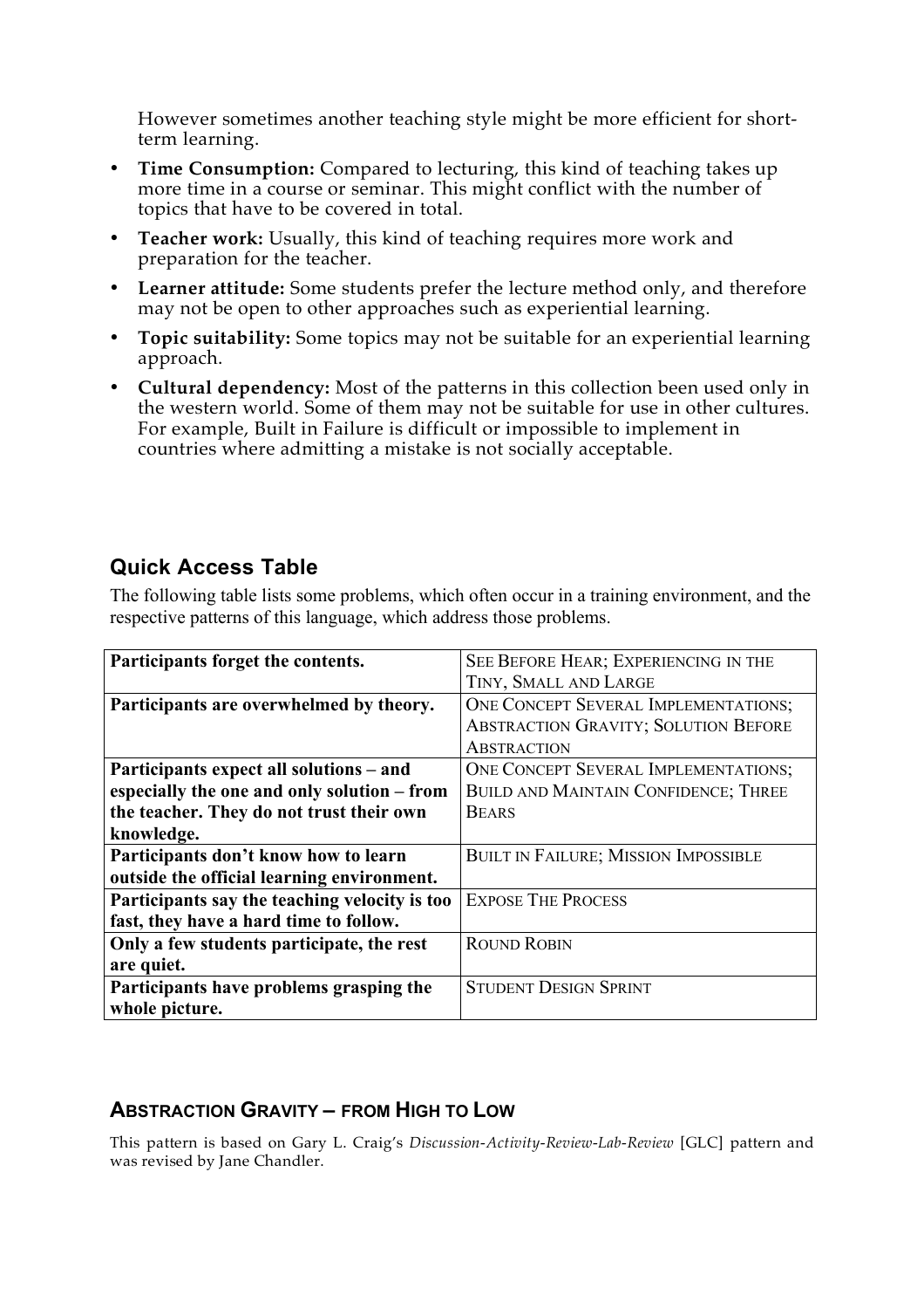However sometimes another teaching style might be more efficient for short-term learning.

- **Time Consumption:** Compared to lecturing, this kind of teaching takes up more time in a course or seminar. This might conflict with the number of topics that have to be covered in total.
- **Teacher work:** Usually, this kind of teaching requires more work and preparation for the teacher.
- **Learner attitude:** Some students prefer the lecture method only, and therefore may not be open to other approaches such as experiential learning.
- **Topic suitability:** Some topics may not be suitable for an experiential learning approach.
- **Cultural dependency:** Most of the patterns in this collection been used only in the western world. Some of them may not be suitable for use in other cultures. For example, Built in Failure is difficult or impossible to implement in countries where admitting a mistake is not socially acceptable.

## Quick Access Table

The following table lists some problems, which often occur in a training environment, and the respective patterns of this language, which address those problems.

| Problem | Patterns |
|---|---|
| **Participants forget the contents.** | SEE BEFORE HEAR; EXPERIENCING IN THE TINY, SMALL AND LARGE |
| **Participants are overwhelmed by theory.** | ONE CONCEPT SEVERAL IMPLEMENTATIONS; ABSTRACTION GRAVITY; SOLUTION BEFORE ABSTRACTION |
| **Participants expect all solutions – and especially the one and only solution – from the teacher. They do not trust their own knowledge.** | ONE CONCEPT SEVERAL IMPLEMENTATIONS; BUILD AND MAINTAIN CONFIDENCE; THREE BEARS |
| **Participants don't know how to learn outside the official learning environment.** | BUILT IN FAILURE; MISSION IMPOSSIBLE |
| **Participants say the teaching velocity is too fast, they have a hard time to follow.** | EXPOSE THE PROCESS |
| **Only a few students participate, the rest are quiet.** | ROUND ROBIN |
| **Participants have problems grasping the whole picture.** | STUDENT DESIGN SPRINT |

## ABSTRACTION GRAVITY – FROM HIGH TO LOW

This pattern is based on Gary L. Craig's *Discussion-Activity-Review-Lab-Review* [GLC] pattern and was revised by Jane Chandler.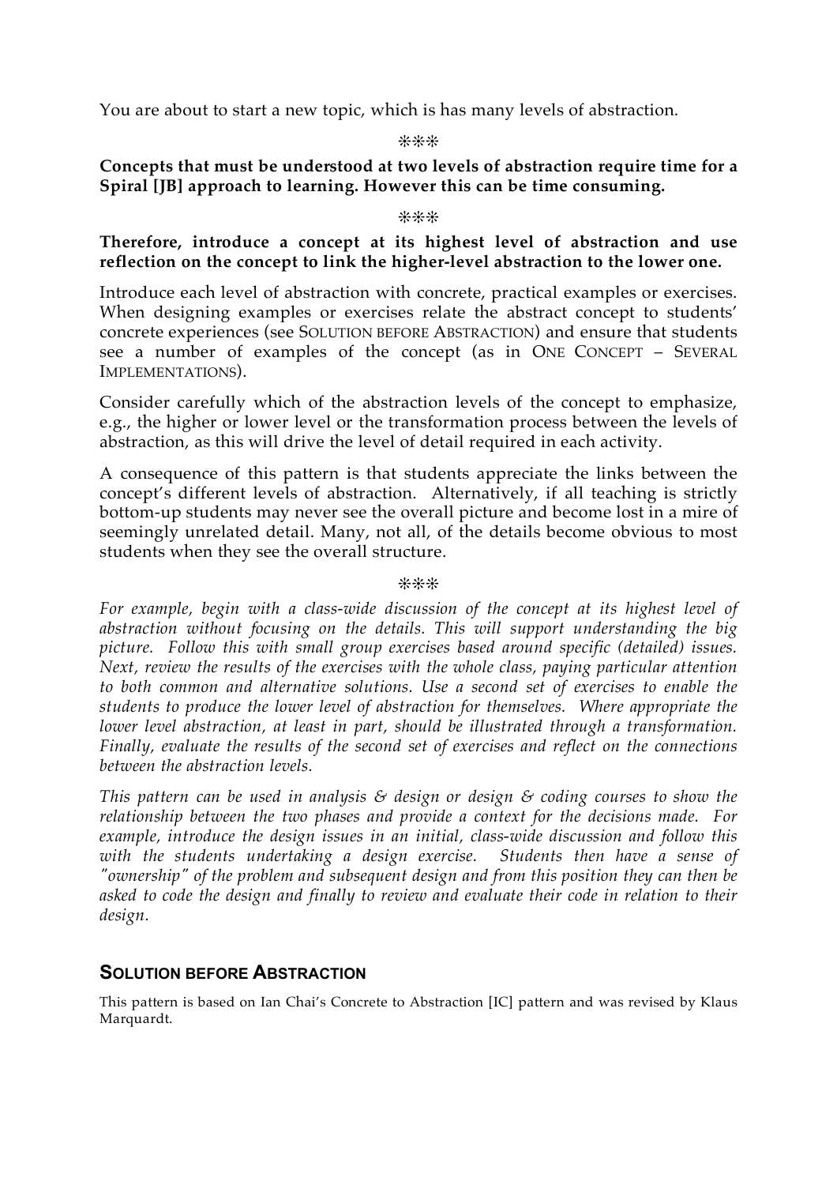You are about to start a new topic, which is has many levels of abstraction.

❋❋❋

**Concepts that must be understood at two levels of abstraction require time for a Spiral [JB] approach to learning. However this can be time consuming.**

❋❋❋

**Therefore, introduce a concept at its highest level of abstraction and use reflection on the concept to link the higher-level abstraction to the lower one.**

Introduce each level of abstraction with concrete, practical examples or exercises. When designing examples or exercises relate the abstract concept to students' concrete experiences (see SOLUTION BEFORE ABSTRACTION) and ensure that students see a number of examples of the concept (as in ONE CONCEPT – SEVERAL IMPLEMENTATIONS).

Consider carefully which of the abstraction levels of the concept to emphasize, e.g., the higher or lower level or the transformation process between the levels of abstraction, as this will drive the level of detail required in each activity.

A consequence of this pattern is that students appreciate the links between the concept's different levels of abstraction. Alternatively, if all teaching is strictly bottom-up students may never see the overall picture and become lost in a mire of seemingly unrelated detail. Many, not all, of the details become obvious to most students when they see the overall structure.

❋❋❋

*For example, begin with a class-wide discussion of the concept at its highest level of abstraction without focusing on the details. This will support understanding the big picture. Follow this with small group exercises based around specific (detailed) issues. Next, review the results of the exercises with the whole class, paying particular attention to both common and alternative solutions. Use a second set of exercises to enable the students to produce the lower level of abstraction for themselves. Where appropriate the lower level abstraction, at least in part, should be illustrated through a transformation. Finally, evaluate the results of the second set of exercises and reflect on the connections between the abstraction levels.*

*This pattern can be used in analysis & design or design & coding courses to show the relationship between the two phases and provide a context for the decisions made. For example, introduce the design issues in an initial, class-wide discussion and follow this with the students undertaking a design exercise. Students then have a sense of "ownership" of the problem and subsequent design and from this position they can then be asked to code the design and finally to review and evaluate their code in relation to their design.*

## SOLUTION BEFORE ABSTRACTION

This pattern is based on Ian Chai's Concrete to Abstraction [IC] pattern and was revised by Klaus Marquardt.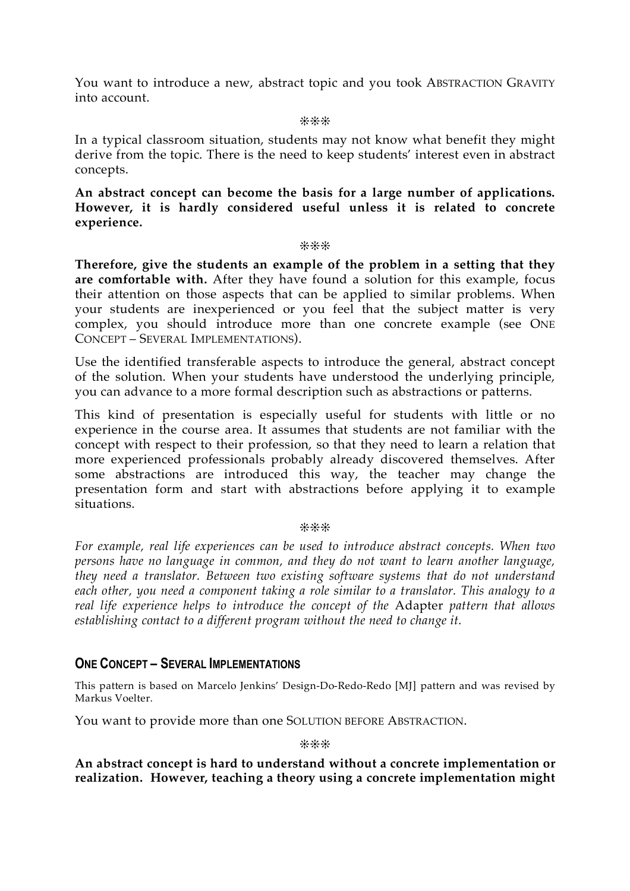You want to introduce a new, abstract topic and you took ABSTRACTION GRAVITY into account.

❋❋❋

In a typical classroom situation, students may not know what benefit they might derive from the topic. There is the need to keep students' interest even in abstract concepts.

**An abstract concept can become the basis for a large number of applications. However, it is hardly considered useful unless it is related to concrete experience.**

❋❋❋

**Therefore, give the students an example of the problem in a setting that they are comfortable with.** After they have found a solution for this example, focus their attention on those aspects that can be applied to similar problems. When your students are inexperienced or you feel that the subject matter is very complex, you should introduce more than one concrete example (see ONE CONCEPT – SEVERAL IMPLEMENTATIONS).

Use the identified transferable aspects to introduce the general, abstract concept of the solution. When your students have understood the underlying principle, you can advance to a more formal description such as abstractions or patterns.

This kind of presentation is especially useful for students with little or no experience in the course area. It assumes that students are not familiar with the concept with respect to their profession, so that they need to learn a relation that more experienced professionals probably already discovered themselves. After some abstractions are introduced this way, the teacher may change the presentation form and start with abstractions before applying it to example situations.

❋❋❋

*For example, real life experiences can be used to introduce abstract concepts. When two persons have no language in common, and they do not want to learn another language, they need a translator. Between two existing software systems that do not understand each other, you need a component taking a role similar to a translator. This analogy to a real life experience helps to introduce the concept of the* Adapter *pattern that allows establishing contact to a different program without the need to change it.*

## ONE CONCEPT – SEVERAL IMPLEMENTATIONS

This pattern is based on Marcelo Jenkins' Design-Do-Redo-Redo [MJ] pattern and was revised by Markus Voelter.

You want to provide more than one SOLUTION BEFORE ABSTRACTION.

❋❋❋

**An abstract concept is hard to understand without a concrete implementation or realization. However, teaching a theory using a concrete implementation might**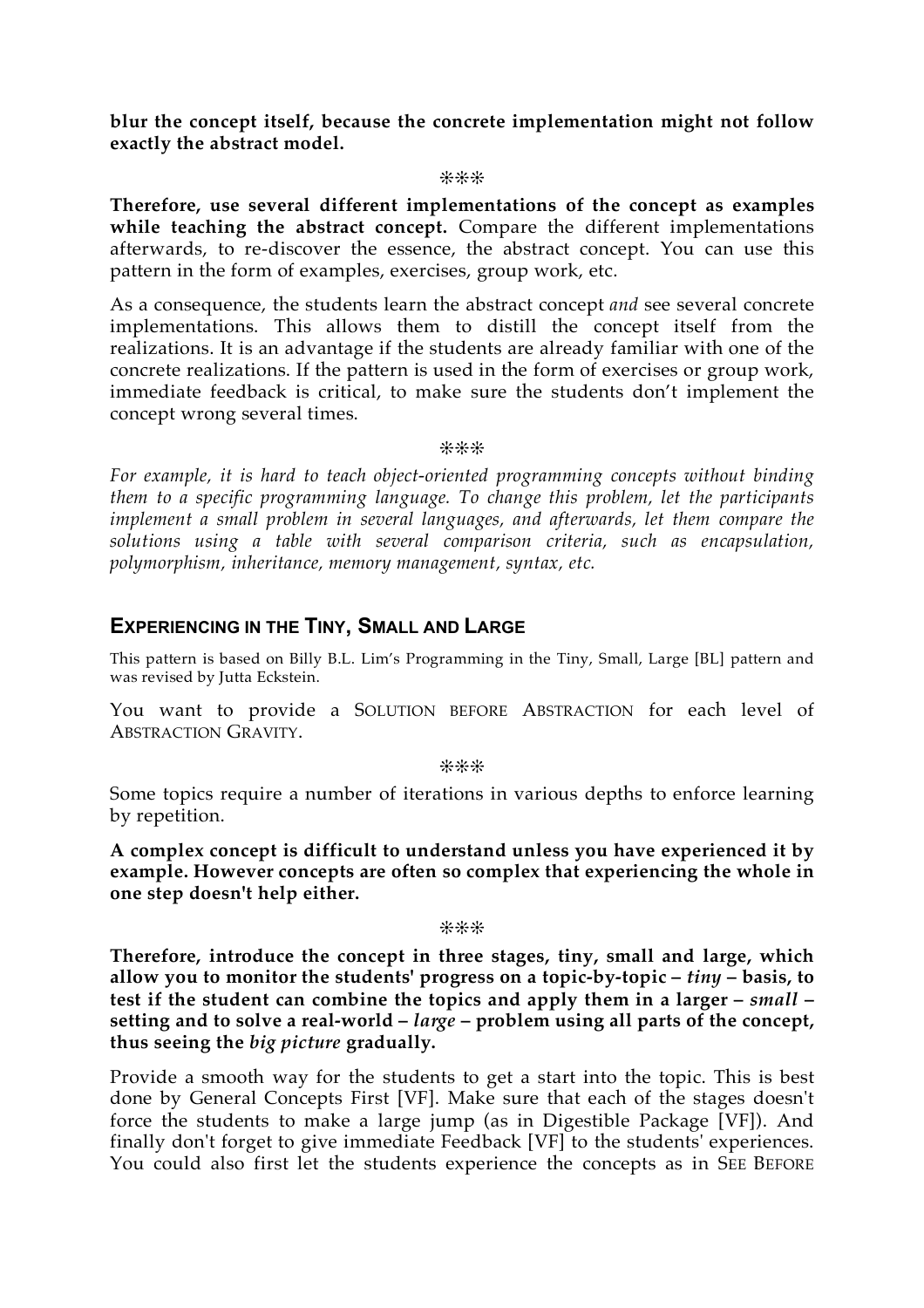**blur the concept itself, because the concrete implementation might not follow exactly the abstract model.**

❊❊❊

**Therefore, use several different implementations of the concept as examples while teaching the abstract concept.** Compare the different implementations afterwards, to re-discover the essence, the abstract concept. You can use this pattern in the form of examples, exercises, group work, etc.

As a consequence, the students learn the abstract concept *and* see several concrete implementations. This allows them to distill the concept itself from the realizations. It is an advantage if the students are already familiar with one of the concrete realizations. If the pattern is used in the form of exercises or group work, immediate feedback is critical, to make sure the students don't implement the concept wrong several times.

❊❊❊

*For example, it is hard to teach object-oriented programming concepts without binding them to a specific programming language. To change this problem, let the participants implement a small problem in several languages, and afterwards, let them compare the solutions using a table with several comparison criteria, such as encapsulation, polymorphism, inheritance, memory management, syntax, etc.*

## EXPERIENCING IN THE TINY, SMALL AND LARGE

This pattern is based on Billy B.L. Lim's Programming in the Tiny, Small, Large [BL] pattern and was revised by Jutta Eckstein.

You want to provide a SOLUTION BEFORE ABSTRACTION for each level of ABSTRACTION GRAVITY.

❊❊❊

Some topics require a number of iterations in various depths to enforce learning by repetition.

**A complex concept is difficult to understand unless you have experienced it by example. However concepts are often so complex that experiencing the whole in one step doesn't help either.**

❊❊❊

**Therefore, introduce the concept in three stages, tiny, small and large, which allow you to monitor the students' progress on a topic-by-topic – *tiny* – basis, to test if the student can combine the topics and apply them in a larger – *small* – setting and to solve a real-world – *large* – problem using all parts of the concept, thus seeing the *big picture* gradually.**

Provide a smooth way for the students to get a start into the topic. This is best done by General Concepts First [VF]. Make sure that each of the stages doesn't force the students to make a large jump (as in Digestible Package [VF]). And finally don't forget to give immediate Feedback [VF] to the students' experiences. You could also first let the students experience the concepts as in SEE BEFORE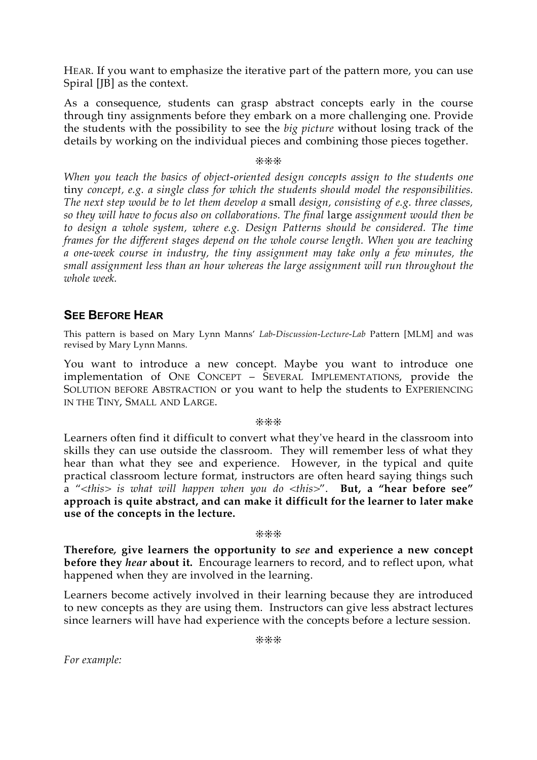HEAR. If you want to emphasize the iterative part of the pattern more, you can use Spiral [JB] as the context.

As a consequence, students can grasp abstract concepts early in the course through tiny assignments before they embark on a more challenging one. Provide the students with the possibility to see the *big picture* without losing track of the details by working on the individual pieces and combining those pieces together.

❊❊❊

*When you teach the basics of object-oriented design concepts assign to the students one* tiny *concept, e.g. a single class for which the students should model the responsibilities. The next step would be to let them develop a* small *design, consisting of e.g. three classes, so they will have to focus also on collaborations. The final* large *assignment would then be to design a whole system, where e.g. Design Patterns should be considered. The time frames for the different stages depend on the whole course length. When you are teaching a one-week course in industry, the tiny assignment may take only a few minutes, the small assignment less than an hour whereas the large assignment will run throughout the whole week.*

## SEE BEFORE HEAR

This pattern is based on Mary Lynn Manns' *Lab-Discussion-Lecture-Lab* Pattern [MLM] and was revised by Mary Lynn Manns.

You want to introduce a new concept. Maybe you want to introduce one implementation of ONE CONCEPT – SEVERAL IMPLEMENTATIONS, provide the SOLUTION BEFORE ABSTRACTION or you want to help the students to EXPERIENCING IN THE TINY, SMALL AND LARGE.

❊❊❊

Learners often find it difficult to convert what they've heard in the classroom into skills they can use outside the classroom. They will remember less of what they hear than what they see and experience. However, in the typical and quite practical classroom lecture format, instructors are often heard saying things such a "*<this> is what will happen when you do <this>*". **But, a "hear before see" approach is quite abstract, and can make it difficult for the learner to later make use of the concepts in the lecture.**

❊❊❊

**Therefore, give learners the opportunity to *see* and experience a new concept before they *hear* about it.** Encourage learners to record, and to reflect upon, what happened when they are involved in the learning.

Learners become actively involved in their learning because they are introduced to new concepts as they are using them. Instructors can give less abstract lectures since learners will have had experience with the concepts before a lecture session.

❊❊❊

*For example:*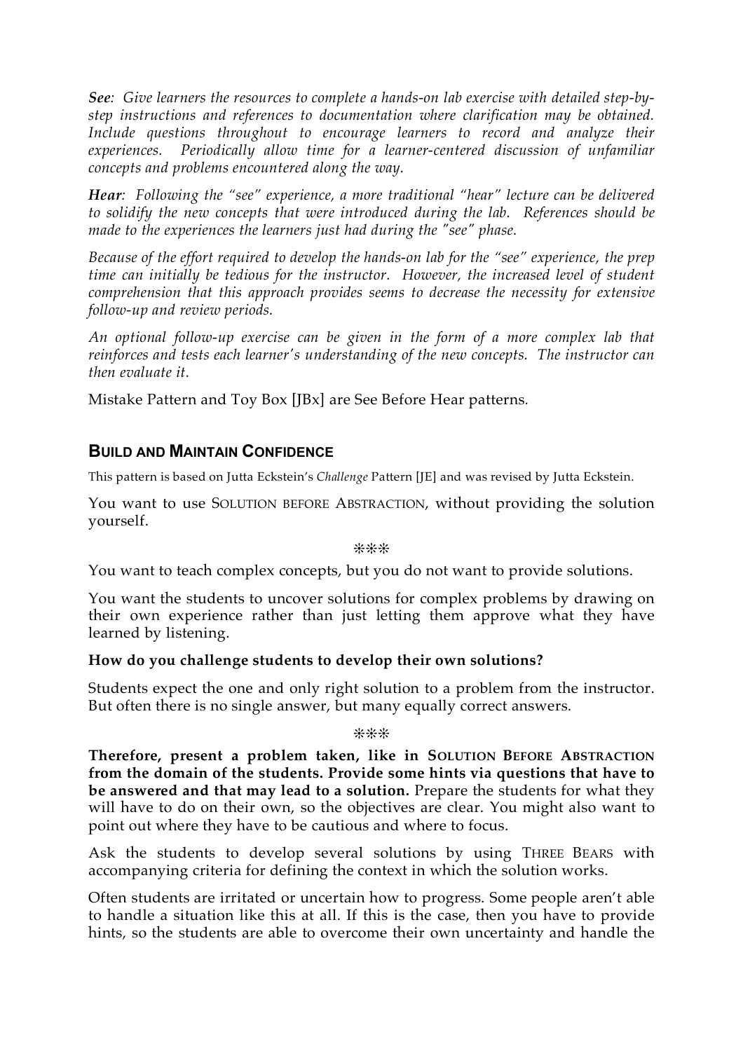***See**: Give learners the resources to complete a hands-on lab exercise with detailed step-by-step instructions and references to documentation where clarification may be obtained. Include questions throughout to encourage learners to record and analyze their experiences. Periodically allow time for a learner-centered discussion of unfamiliar concepts and problems encountered along the way.*

***Hear**: Following the "see" experience, a more traditional "hear" lecture can be delivered to solidify the new concepts that were introduced during the lab. References should be made to the experiences the learners just had during the "see" phase.*

*Because of the effort required to develop the hands-on lab for the "see" experience, the prep time can initially be tedious for the instructor. However, the increased level of student comprehension that this approach provides seems to decrease the necessity for extensive follow-up and review periods.*

*An optional follow-up exercise can be given in the form of a more complex lab that reinforces and tests each learner's understanding of the new concepts. The instructor can then evaluate it.*

Mistake Pattern and Toy Box [JBx] are See Before Hear patterns.

## BUILD AND MAINTAIN CONFIDENCE

This pattern is based on Jutta Eckstein's *Challenge* Pattern [JE] and was revised by Jutta Eckstein.

You want to use SOLUTION BEFORE ABSTRACTION, without providing the solution yourself.

❋❋❋

You want to teach complex concepts, but you do not want to provide solutions.

You want the students to uncover solutions for complex problems by drawing on their own experience rather than just letting them approve what they have learned by listening.

**How do you challenge students to develop their own solutions?**

Students expect the one and only right solution to a problem from the instructor. But often there is no single answer, but many equally correct answers.

❋❋❋

**Therefore, present a problem taken, like in SOLUTION BEFORE ABSTRACTION from the domain of the students. Provide some hints via questions that have to be answered and that may lead to a solution.** Prepare the students for what they will have to do on their own, so the objectives are clear. You might also want to point out where they have to be cautious and where to focus.

Ask the students to develop several solutions by using THREE BEARS with accompanying criteria for defining the context in which the solution works.

Often students are irritated or uncertain how to progress. Some people aren't able to handle a situation like this at all. If this is the case, then you have to provide hints, so the students are able to overcome their own uncertainty and handle the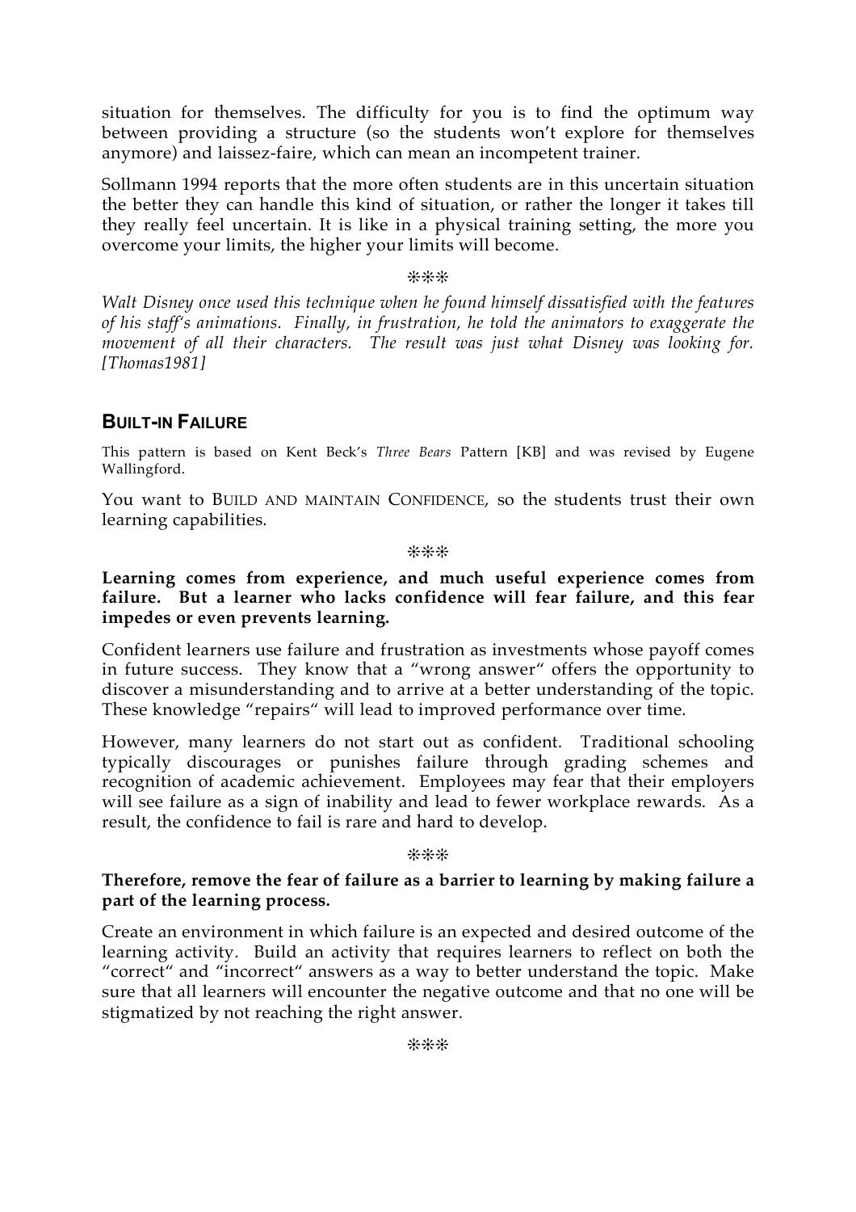situation for themselves. The difficulty for you is to find the optimum way between providing a structure (so the students won't explore for themselves anymore) and laissez-faire, which can mean an incompetent trainer.

Sollmann 1994 reports that the more often students are in this uncertain situation the better they can handle this kind of situation, or rather the longer it takes till they really feel uncertain. It is like in a physical training setting, the more you overcome your limits, the higher your limits will become.

❊❊❊

*Walt Disney once used this technique when he found himself dissatisfied with the features of his staff's animations. Finally, in frustration, he told the animators to exaggerate the movement of all their characters. The result was just what Disney was looking for. [Thomas1981]*

## BUILT-IN FAILURE

This pattern is based on Kent Beck's *Three Bears* Pattern [KB] and was revised by Eugene Wallingford.

You want to BUILD AND MAINTAIN CONFIDENCE, so the students trust their own learning capabilities.

❊❊❊

**Learning comes from experience, and much useful experience comes from failure. But a learner who lacks confidence will fear failure, and this fear impedes or even prevents learning.**

Confident learners use failure and frustration as investments whose payoff comes in future success. They know that a "wrong answer" offers the opportunity to discover a misunderstanding and to arrive at a better understanding of the topic. These knowledge "repairs" will lead to improved performance over time.

However, many learners do not start out as confident. Traditional schooling typically discourages or punishes failure through grading schemes and recognition of academic achievement. Employees may fear that their employers will see failure as a sign of inability and lead to fewer workplace rewards. As a result, the confidence to fail is rare and hard to develop.

❊❊❊

**Therefore, remove the fear of failure as a barrier to learning by making failure a part of the learning process.**

Create an environment in which failure is an expected and desired outcome of the learning activity. Build an activity that requires learners to reflect on both the "correct" and "incorrect" answers as a way to better understand the topic. Make sure that all learners will encounter the negative outcome and that no one will be stigmatized by not reaching the right answer.

❊❊❊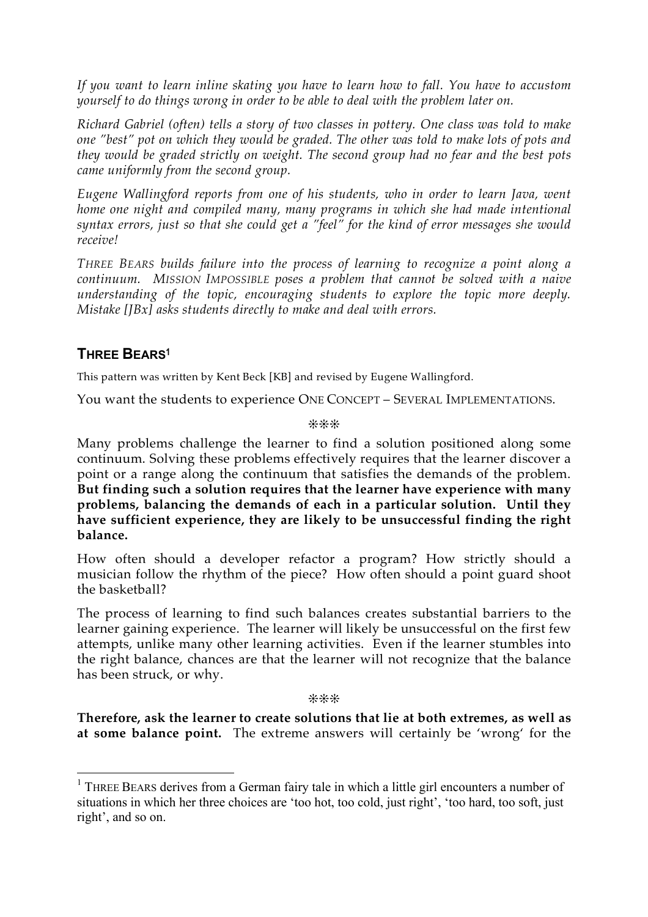*If you want to learn inline skating you have to learn how to fall. You have to accustom yourself to do things wrong in order to be able to deal with the problem later on.*

*Richard Gabriel (often) tells a story of two classes in pottery. One class was told to make one "best" pot on which they would be graded. The other was told to make lots of pots and they would be graded strictly on weight. The second group had no fear and the best pots came uniformly from the second group.*

*Eugene Wallingford reports from one of his students, who in order to learn Java, went home one night and compiled many, many programs in which she had made intentional syntax errors, just so that she could get a "feel" for the kind of error messages she would receive!*

*THREE BEARS builds failure into the process of learning to recognize a point along a continuum. MISSION IMPOSSIBLE poses a problem that cannot be solved with a naive understanding of the topic, encouraging students to explore the topic more deeply. Mistake [JBx] asks students directly to make and deal with errors.*

## THREE BEARS[1]

This pattern was written by Kent Beck [KB] and revised by Eugene Wallingford.

You want the students to experience ONE CONCEPT – SEVERAL IMPLEMENTATIONS.

❋❋❋

Many problems challenge the learner to find a solution positioned along some continuum. Solving these problems effectively requires that the learner discover a point or a range along the continuum that satisfies the demands of the problem. **But finding such a solution requires that the learner have experience with many problems, balancing the demands of each in a particular solution. Until they have sufficient experience, they are likely to be unsuccessful finding the right balance.**

How often should a developer refactor a program? How strictly should a musician follow the rhythm of the piece? How often should a point guard shoot the basketball?

The process of learning to find such balances creates substantial barriers to the learner gaining experience. The learner will likely be unsuccessful on the first few attempts, unlike many other learning activities. Even if the learner stumbles into the right balance, chances are that the learner will not recognize that the balance has been struck, or why.

❋❋❋

**Therefore, ask the learner to create solutions that lie at both extremes, as well as at some balance point.** The extreme answers will certainly be 'wrong' for the

---

[1] THREE BEARS derives from a German fairy tale in which a little girl encounters a number of situations in which her three choices are 'too hot, too cold, just right', 'too hard, too soft, just right', and so on.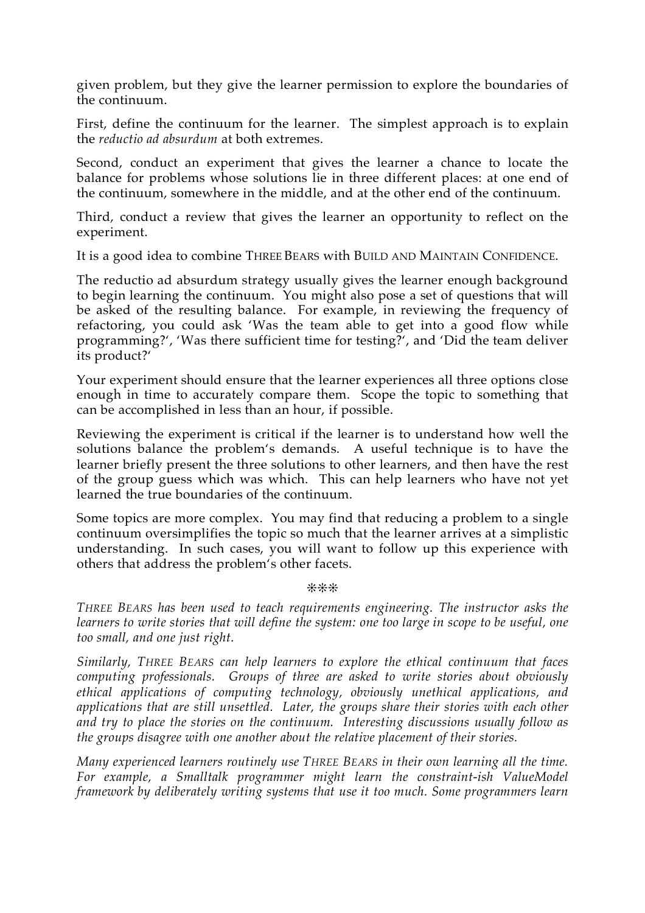given problem, but they give the learner permission to explore the boundaries of the continuum.

First, define the continuum for the learner. The simplest approach is to explain the *reductio ad absurdum* at both extremes.

Second, conduct an experiment that gives the learner a chance to locate the balance for problems whose solutions lie in three different places: at one end of the continuum, somewhere in the middle, and at the other end of the continuum.

Third, conduct a review that gives the learner an opportunity to reflect on the experiment.

It is a good idea to combine THREE BEARS with BUILD AND MAINTAIN CONFIDENCE.

The reductio ad absurdum strategy usually gives the learner enough background to begin learning the continuum. You might also pose a set of questions that will be asked of the resulting balance. For example, in reviewing the frequency of refactoring, you could ask 'Was the team able to get into a good flow while programming?', 'Was there sufficient time for testing?', and 'Did the team deliver its product?'

Your experiment should ensure that the learner experiences all three options close enough in time to accurately compare them. Scope the topic to something that can be accomplished in less than an hour, if possible.

Reviewing the experiment is critical if the learner is to understand how well the solutions balance the problem's demands. A useful technique is to have the learner briefly present the three solutions to other learners, and then have the rest of the group guess which was which. This can help learners who have not yet learned the true boundaries of the continuum.

Some topics are more complex. You may find that reducing a problem to a single continuum oversimplifies the topic so much that the learner arrives at a simplistic understanding. In such cases, you will want to follow up this experience with others that address the problem's other facets.

❋❋❋

*THREE BEARS has been used to teach requirements engineering. The instructor asks the learners to write stories that will define the system: one too large in scope to be useful, one too small, and one just right.*

*Similarly, THREE BEARS can help learners to explore the ethical continuum that faces computing professionals. Groups of three are asked to write stories about obviously ethical applications of computing technology, obviously unethical applications, and applications that are still unsettled. Later, the groups share their stories with each other and try to place the stories on the continuum. Interesting discussions usually follow as the groups disagree with one another about the relative placement of their stories.*

*Many experienced learners routinely use THREE BEARS in their own learning all the time. For example, a Smalltalk programmer might learn the constraint-ish ValueModel framework by deliberately writing systems that use it too much. Some programmers learn*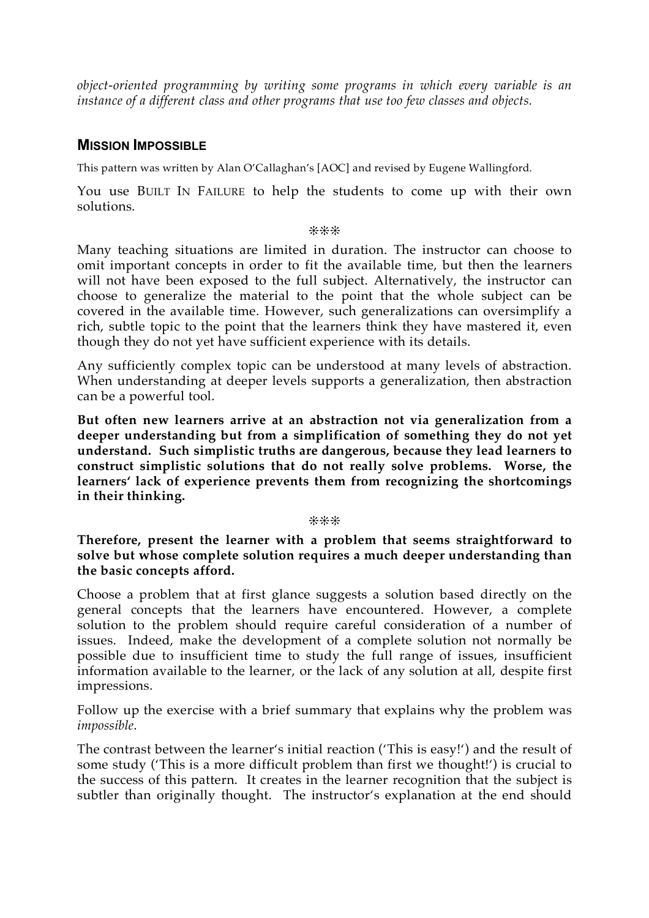*object-oriented programming by writing some programs in which every variable is an instance of a different class and other programs that use too few classes and objects.*

## MISSION IMPOSSIBLE

This pattern was written by Alan O'Callaghan's [AOC] and revised by Eugene Wallingford.

You use BUILT IN FAILURE to help the students to come up with their own solutions.

❊❊❊

Many teaching situations are limited in duration. The instructor can choose to omit important concepts in order to fit the available time, but then the learners will not have been exposed to the full subject. Alternatively, the instructor can choose to generalize the material to the point that the whole subject can be covered in the available time. However, such generalizations can oversimplify a rich, subtle topic to the point that the learners think they have mastered it, even though they do not yet have sufficient experience with its details.

Any sufficiently complex topic can be understood at many levels of abstraction. When understanding at deeper levels supports a generalization, then abstraction can be a powerful tool.

**But often new learners arrive at an abstraction not via generalization from a deeper understanding but from a simplification of something they do not yet understand. Such simplistic truths are dangerous, because they lead learners to construct simplistic solutions that do not really solve problems. Worse, the learners' lack of experience prevents them from recognizing the shortcomings in their thinking.**

❊❊❊

**Therefore, present the learner with a problem that seems straightforward to solve but whose complete solution requires a much deeper understanding than the basic concepts afford.**

Choose a problem that at first glance suggests a solution based directly on the general concepts that the learners have encountered. However, a complete solution to the problem should require careful consideration of a number of issues. Indeed, make the development of a complete solution not normally be possible due to insufficient time to study the full range of issues, insufficient information available to the learner, or the lack of any solution at all, despite first impressions.

Follow up the exercise with a brief summary that explains why the problem was *impossible*.

The contrast between the learner's initial reaction ('This is easy!') and the result of some study ('This is a more difficult problem than first we thought!') is crucial to the success of this pattern. It creates in the learner recognition that the subject is subtler than originally thought. The instructor's explanation at the end should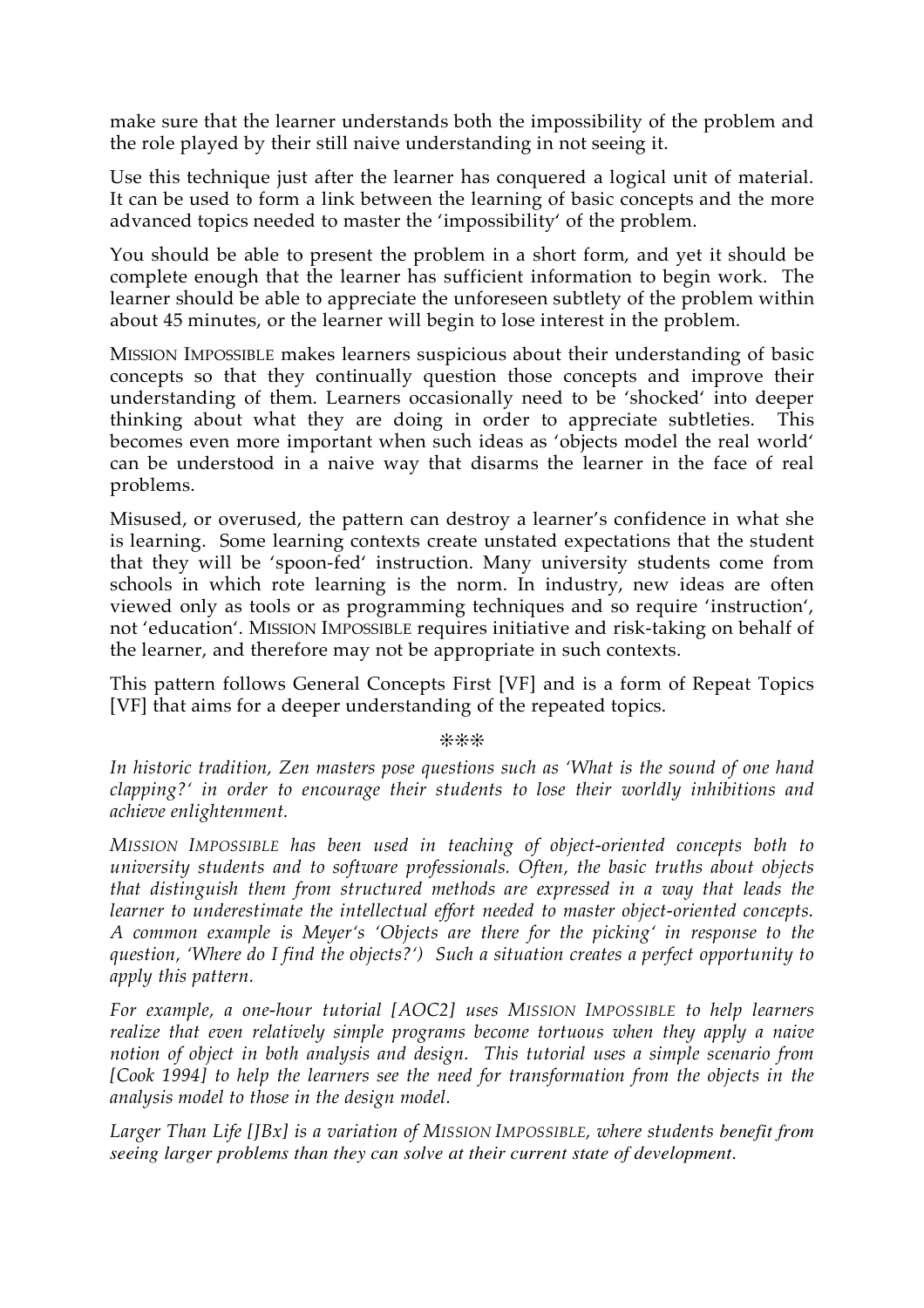make sure that the learner understands both the impossibility of the problem and the role played by their still naive understanding in not seeing it.

Use this technique just after the learner has conquered a logical unit of material. It can be used to form a link between the learning of basic concepts and the more advanced topics needed to master the 'impossibility' of the problem.

You should be able to present the problem in a short form, and yet it should be complete enough that the learner has sufficient information to begin work. The learner should be able to appreciate the unforeseen subtlety of the problem within about 45 minutes, or the learner will begin to lose interest in the problem.

MISSION IMPOSSIBLE makes learners suspicious about their understanding of basic concepts so that they continually question those concepts and improve their understanding of them. Learners occasionally need to be 'shocked' into deeper thinking about what they are doing in order to appreciate subtleties. This becomes even more important when such ideas as 'objects model the real world' can be understood in a naive way that disarms the learner in the face of real problems.

Misused, or overused, the pattern can destroy a learner's confidence in what she is learning. Some learning contexts create unstated expectations that the student that they will be 'spoon-fed' instruction. Many university students come from schools in which rote learning is the norm. In industry, new ideas are often viewed only as tools or as programming techniques and so require 'instruction', not 'education'. MISSION IMPOSSIBLE requires initiative and risk-taking on behalf of the learner, and therefore may not be appropriate in such contexts.

This pattern follows General Concepts First [VF] and is a form of Repeat Topics [VF] that aims for a deeper understanding of the repeated topics.

❊❊❊

*In historic tradition, Zen masters pose questions such as 'What is the sound of one hand clapping?' in order to encourage their students to lose their worldly inhibitions and achieve enlightenment.*

*MISSION IMPOSSIBLE has been used in teaching of object-oriented concepts both to university students and to software professionals. Often, the basic truths about objects that distinguish them from structured methods are expressed in a way that leads the learner to underestimate the intellectual effort needed to master object-oriented concepts. A common example is Meyer's 'Objects are there for the picking' in response to the question, 'Where do I find the objects?') Such a situation creates a perfect opportunity to apply this pattern.*

*For example, a one-hour tutorial [AOC2] uses MISSION IMPOSSIBLE to help learners realize that even relatively simple programs become tortuous when they apply a naive notion of object in both analysis and design. This tutorial uses a simple scenario from [Cook 1994] to help the learners see the need for transformation from the objects in the analysis model to those in the design model.*

*Larger Than Life [JBx] is a variation of MISSION IMPOSSIBLE, where students benefit from seeing larger problems than they can solve at their current state of development.*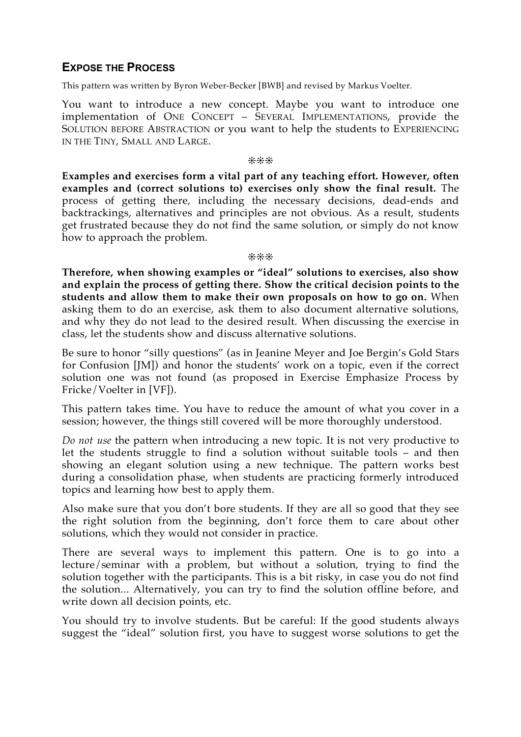## EXPOSE THE PROCESS

This pattern was written by Byron Weber-Becker [BWB] and revised by Markus Voelter.

You want to introduce a new concept. Maybe you want to introduce one implementation of ONE CONCEPT – SEVERAL IMPLEMENTATIONS, provide the SOLUTION BEFORE ABSTRACTION or you want to help the students to EXPERIENCING IN THE TINY, SMALL AND LARGE.

❊❊❊

**Examples and exercises form a vital part of any teaching effort. However, often examples and (correct solutions to) exercises only show the final result.** The process of getting there, including the necessary decisions, dead-ends and backtrackings, alternatives and principles are not obvious. As a result, students get frustrated because they do not find the same solution, or simply do not know how to approach the problem.

❊❊❊

**Therefore, when showing examples or "ideal" solutions to exercises, also show and explain the process of getting there. Show the critical decision points to the students and allow them to make their own proposals on how to go on.** When asking them to do an exercise, ask them to also document alternative solutions, and why they do not lead to the desired result. When discussing the exercise in class, let the students show and discuss alternative solutions.

Be sure to honor "silly questions" (as in Jeanine Meyer and Joe Bergin's Gold Stars for Confusion [JM]) and honor the students' work on a topic, even if the correct solution one was not found (as proposed in Exercise Emphasize Process by Fricke/Voelter in [VF]).

This pattern takes time. You have to reduce the amount of what you cover in a session; however, the things still covered will be more thoroughly understood.

*Do not use* the pattern when introducing a new topic. It is not very productive to let the students struggle to find a solution without suitable tools – and then showing an elegant solution using a new technique. The pattern works best during a consolidation phase, when students are practicing formerly introduced topics and learning how best to apply them.

Also make sure that you don't bore students. If they are all so good that they see the right solution from the beginning, don't force them to care about other solutions, which they would not consider in practice.

There are several ways to implement this pattern. One is to go into a lecture/seminar with a problem, but without a solution, trying to find the solution together with the participants. This is a bit risky, in case you do not find the solution... Alternatively, you can try to find the solution offline before, and write down all decision points, etc.

You should try to involve students. But be careful: If the good students always suggest the "ideal" solution first, you have to suggest worse solutions to get the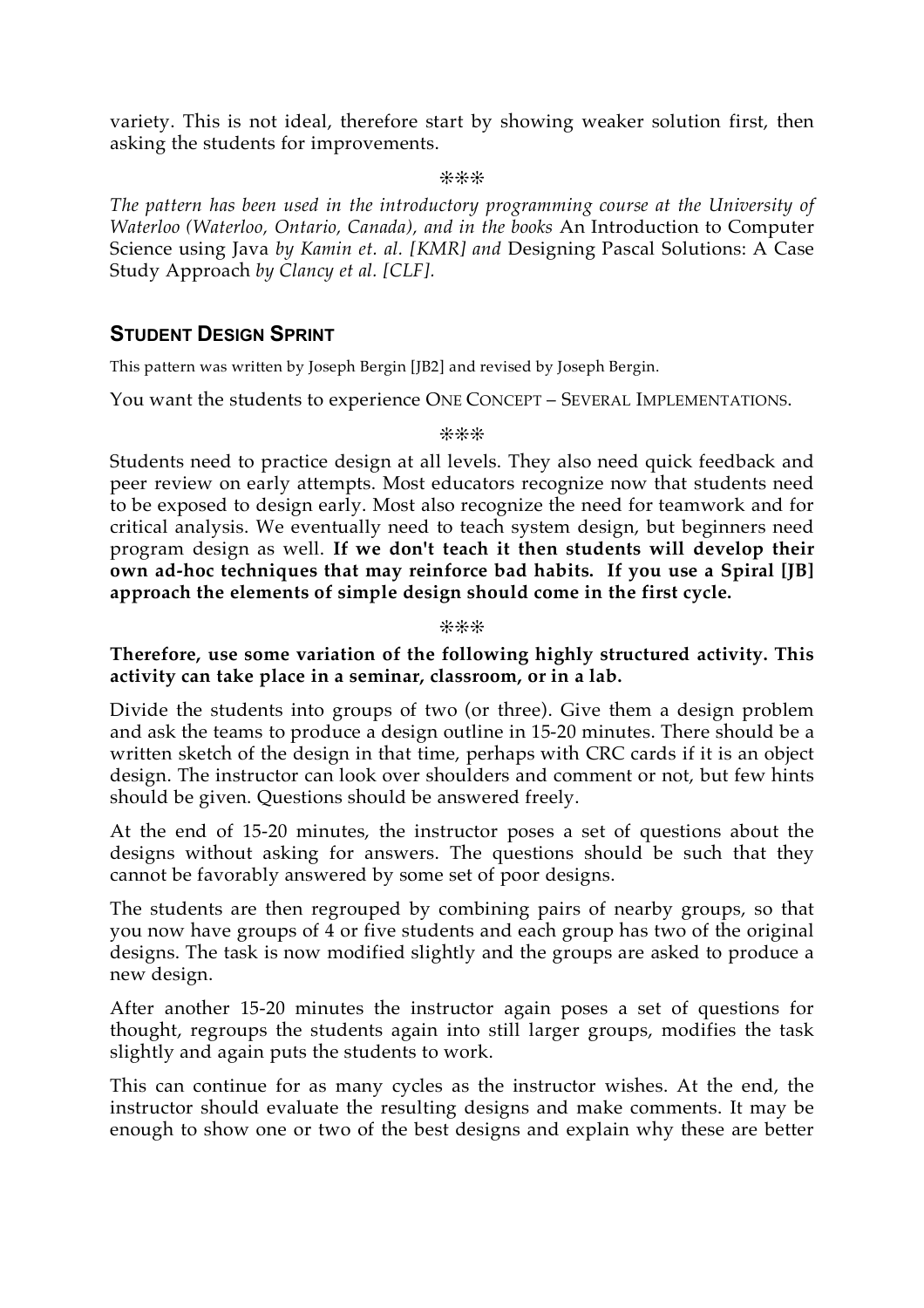variety. This is not ideal, therefore start by showing weaker solution first, then asking the students for improvements.

❊❊❊

*The pattern has been used in the introductory programming course at the University of Waterloo (Waterloo, Ontario, Canada), and in the books* An Introduction to Computer Science using Java *by Kamin et. al. [KMR] and* Designing Pascal Solutions: A Case Study Approach *by Clancy et al. [CLF].*

## STUDENT DESIGN SPRINT

This pattern was written by Joseph Bergin [JB2] and revised by Joseph Bergin.

You want the students to experience ONE CONCEPT – SEVERAL IMPLEMENTATIONS.

❊❊❊

Students need to practice design at all levels. They also need quick feedback and peer review on early attempts. Most educators recognize now that students need to be exposed to design early. Most also recognize the need for teamwork and for critical analysis. We eventually need to teach system design, but beginners need program design as well. **If we don't teach it then students will develop their own ad-hoc techniques that may reinforce bad habits. If you use a Spiral [JB] approach the elements of simple design should come in the first cycle.**

❊❊❊

**Therefore, use some variation of the following highly structured activity. This activity can take place in a seminar, classroom, or in a lab.**

Divide the students into groups of two (or three). Give them a design problem and ask the teams to produce a design outline in 15-20 minutes. There should be a written sketch of the design in that time, perhaps with CRC cards if it is an object design. The instructor can look over shoulders and comment or not, but few hints should be given. Questions should be answered freely.

At the end of 15-20 minutes, the instructor poses a set of questions about the designs without asking for answers. The questions should be such that they cannot be favorably answered by some set of poor designs.

The students are then regrouped by combining pairs of nearby groups, so that you now have groups of 4 or five students and each group has two of the original designs. The task is now modified slightly and the groups are asked to produce a new design.

After another 15-20 minutes the instructor again poses a set of questions for thought, regroups the students again into still larger groups, modifies the task slightly and again puts the students to work.

This can continue for as many cycles as the instructor wishes. At the end, the instructor should evaluate the resulting designs and make comments. It may be enough to show one or two of the best designs and explain why these are better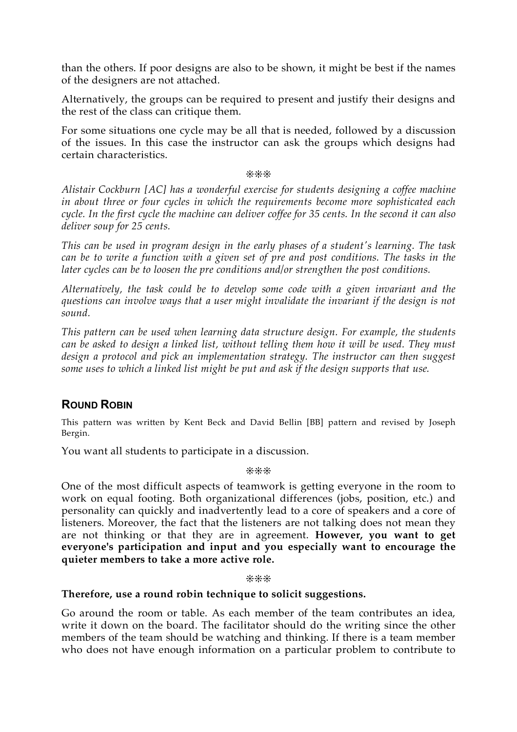than the others. If poor designs are also to be shown, it might be best if the names of the designers are not attached.

Alternatively, the groups can be required to present and justify their designs and the rest of the class can critique them.

For some situations one cycle may be all that is needed, followed by a discussion of the issues. In this case the instructor can ask the groups which designs had certain characteristics.

❊❊❊

*Alistair Cockburn [AC] has a wonderful exercise for students designing a coffee machine in about three or four cycles in which the requirements become more sophisticated each cycle. In the first cycle the machine can deliver coffee for 35 cents. In the second it can also deliver soup for 25 cents.*

*This can be used in program design in the early phases of a student's learning. The task can be to write a function with a given set of pre and post conditions. The tasks in the later cycles can be to loosen the pre conditions and/or strengthen the post conditions.*

*Alternatively, the task could be to develop some code with a given invariant and the questions can involve ways that a user might invalidate the invariant if the design is not sound.*

*This pattern can be used when learning data structure design. For example, the students can be asked to design a linked list, without telling them how it will be used. They must design a protocol and pick an implementation strategy. The instructor can then suggest some uses to which a linked list might be put and ask if the design supports that use.*

## Round Robin

This pattern was written by Kent Beck and David Bellin [BB] pattern and revised by Joseph Bergin.

You want all students to participate in a discussion.

❊❊❊

One of the most difficult aspects of teamwork is getting everyone in the room to work on equal footing. Both organizational differences (jobs, position, etc.) and personality can quickly and inadvertently lead to a core of speakers and a core of listeners. Moreover, the fact that the listeners are not talking does not mean they are not thinking or that they are in agreement. **However, you want to get everyone's participation and input and you especially want to encourage the quieter members to take a more active role.**

❊❊❊

**Therefore, use a round robin technique to solicit suggestions.**

Go around the room or table. As each member of the team contributes an idea, write it down on the board. The facilitator should do the writing since the other members of the team should be watching and thinking. If there is a team member who does not have enough information on a particular problem to contribute to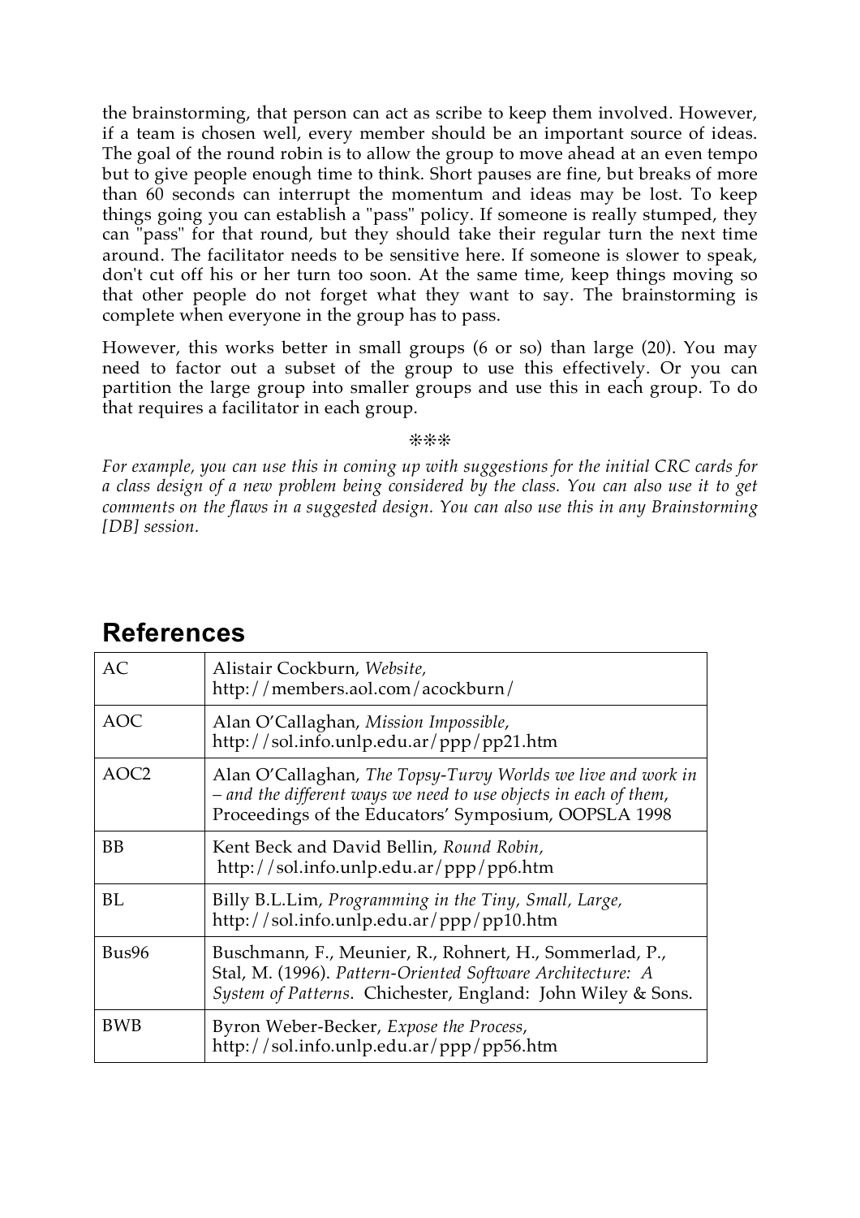the brainstorming, that person can act as scribe to keep them involved. However, if a team is chosen well, every member should be an important source of ideas. The goal of the round robin is to allow the group to move ahead at an even tempo but to give people enough time to think. Short pauses are fine, but breaks of more than 60 seconds can interrupt the momentum and ideas may be lost. To keep things going you can establish a "pass" policy. If someone is really stumped, they can "pass" for that round, but they should take their regular turn the next time around. The facilitator needs to be sensitive here. If someone is slower to speak, don't cut off his or her turn too soon. At the same time, keep things moving so that other people do not forget what they want to say. The brainstorming is complete when everyone in the group has to pass.

However, this works better in small groups (6 or so) than large (20). You may need to factor out a subset of the group to use this effectively. Or you can partition the large group into smaller groups and use this in each group. To do that requires a facilitator in each group.

❊❊❊

*For example, you can use this in coming up with suggestions for the initial CRC cards for a class design of a new problem being considered by the class. You can also use it to get comments on the flaws in a suggested design. You can also use this in any Brainstorming [DB] session.*

## References

| | |
|---|---|
| AC | Alistair Cockburn, *Website*, http://members.aol.com/acockburn/ |
| AOC | Alan O'Callaghan, *Mission Impossible*, http://sol.info.unlp.edu.ar/ppp/pp21.htm |
| AOC2 | Alan O'Callaghan, *The Topsy-Turvy Worlds we live and work in – and the different ways we need to use objects in each of them*, Proceedings of the Educators' Symposium, OOPSLA 1998 |
| BB | Kent Beck and David Bellin, *Round Robin*, http://sol.info.unlp.edu.ar/ppp/pp6.htm |
| BL | Billy B.L.Lim, *Programming in the Tiny, Small, Large*, http://sol.info.unlp.edu.ar/ppp/pp10.htm |
| Bus96 | Buschmann, F., Meunier, R., Rohnert, H., Sommerlad, P., Stal, M. (1996). *Pattern-Oriented Software Architecture: A System of Patterns*. Chichester, England: John Wiley & Sons. |
| BWB | Byron Weber-Becker, *Expose the Process*, http://sol.info.unlp.edu.ar/ppp/pp56.htm |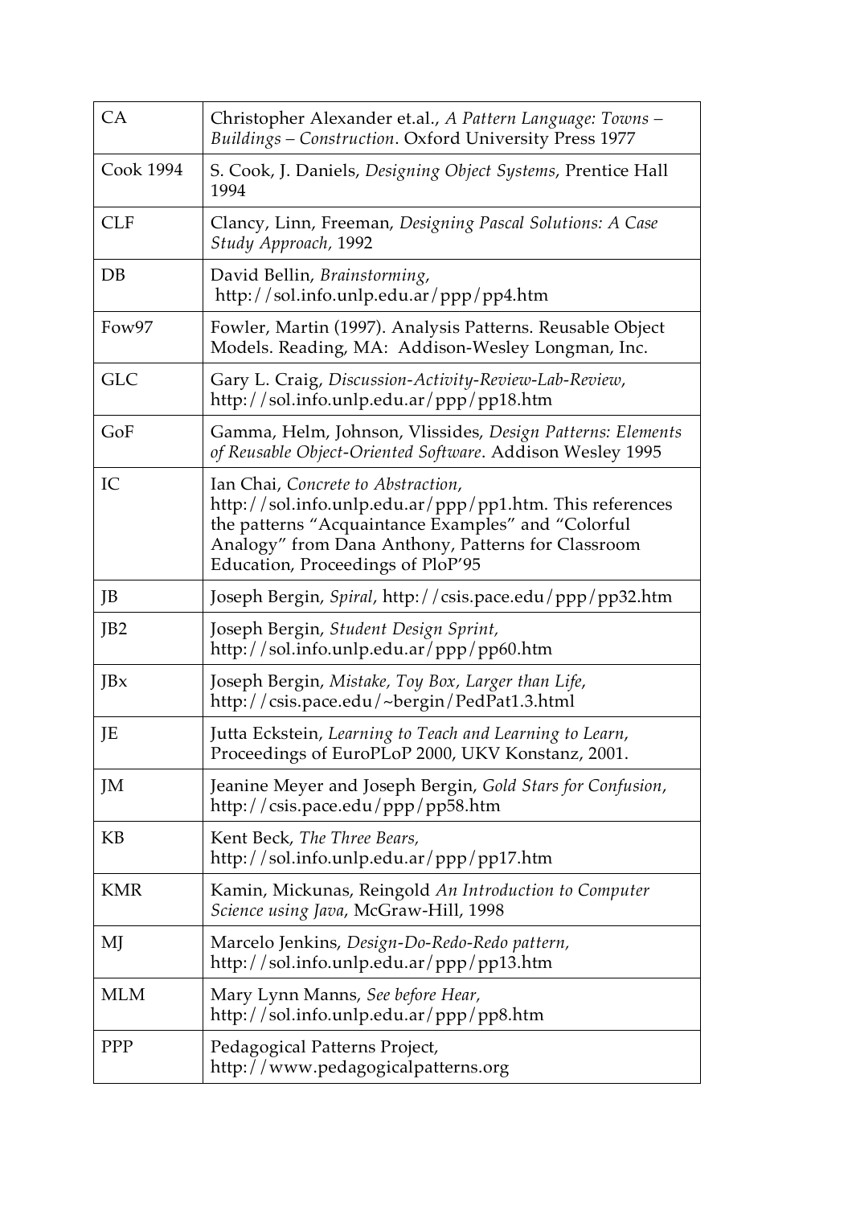| | |
|---|---|
| CA | Christopher Alexander et.al., *A Pattern Language: Towns – Buildings – Construction*. Oxford University Press 1977 |
| Cook 1994 | S. Cook, J. Daniels, *Designing Object Systems*, Prentice Hall 1994 |
| CLF | Clancy, Linn, Freeman, *Designing Pascal Solutions: A Case Study Approach*, 1992 |
| DB | David Bellin, *Brainstorming*, http://sol.info.unlp.edu.ar/ppp/pp4.htm |
| Fow97 | Fowler, Martin (1997). Analysis Patterns. Reusable Object Models. Reading, MA: Addison-Wesley Longman, Inc. |
| GLC | Gary L. Craig, *Discussion-Activity-Review-Lab-Review*, http://sol.info.unlp.edu.ar/ppp/pp18.htm |
| GoF | Gamma, Helm, Johnson, Vlissides, *Design Patterns: Elements of Reusable Object-Oriented Software*. Addison Wesley 1995 |
| IC | Ian Chai, *Concrete to Abstraction*, http://sol.info.unlp.edu.ar/ppp/pp1.htm. This references the patterns "Acquaintance Examples" and "Colorful Analogy" from Dana Anthony, Patterns for Classroom Education, Proceedings of PloP'95 |
| JB | Joseph Bergin, *Spiral*, http://csis.pace.edu/ppp/pp32.htm |
| JB2 | Joseph Bergin, *Student Design Sprint*, http://sol.info.unlp.edu.ar/ppp/pp60.htm |
| JBx | Joseph Bergin, *Mistake, Toy Box, Larger than Life*, http://csis.pace.edu/~bergin/PedPat1.3.html |
| JE | Jutta Eckstein, *Learning to Teach and Learning to Learn*, Proceedings of EuroPLoP 2000, UKV Konstanz, 2001. |
| JM | Jeanine Meyer and Joseph Bergin, *Gold Stars for Confusion*, http://csis.pace.edu/ppp/pp58.htm |
| KB | Kent Beck, *The Three Bears*, http://sol.info.unlp.edu.ar/ppp/pp17.htm |
| KMR | Kamin, Mickunas, Reingold *An Introduction to Computer Science using Java*, McGraw-Hill, 1998 |
| MJ | Marcelo Jenkins, *Design-Do-Redo-Redo pattern*, http://sol.info.unlp.edu.ar/ppp/pp13.htm |
| MLM | Mary Lynn Manns, *See before Hear*, http://sol.info.unlp.edu.ar/ppp/pp8.htm |
| PPP | Pedagogical Patterns Project, http://www.pedagogicalpatterns.org |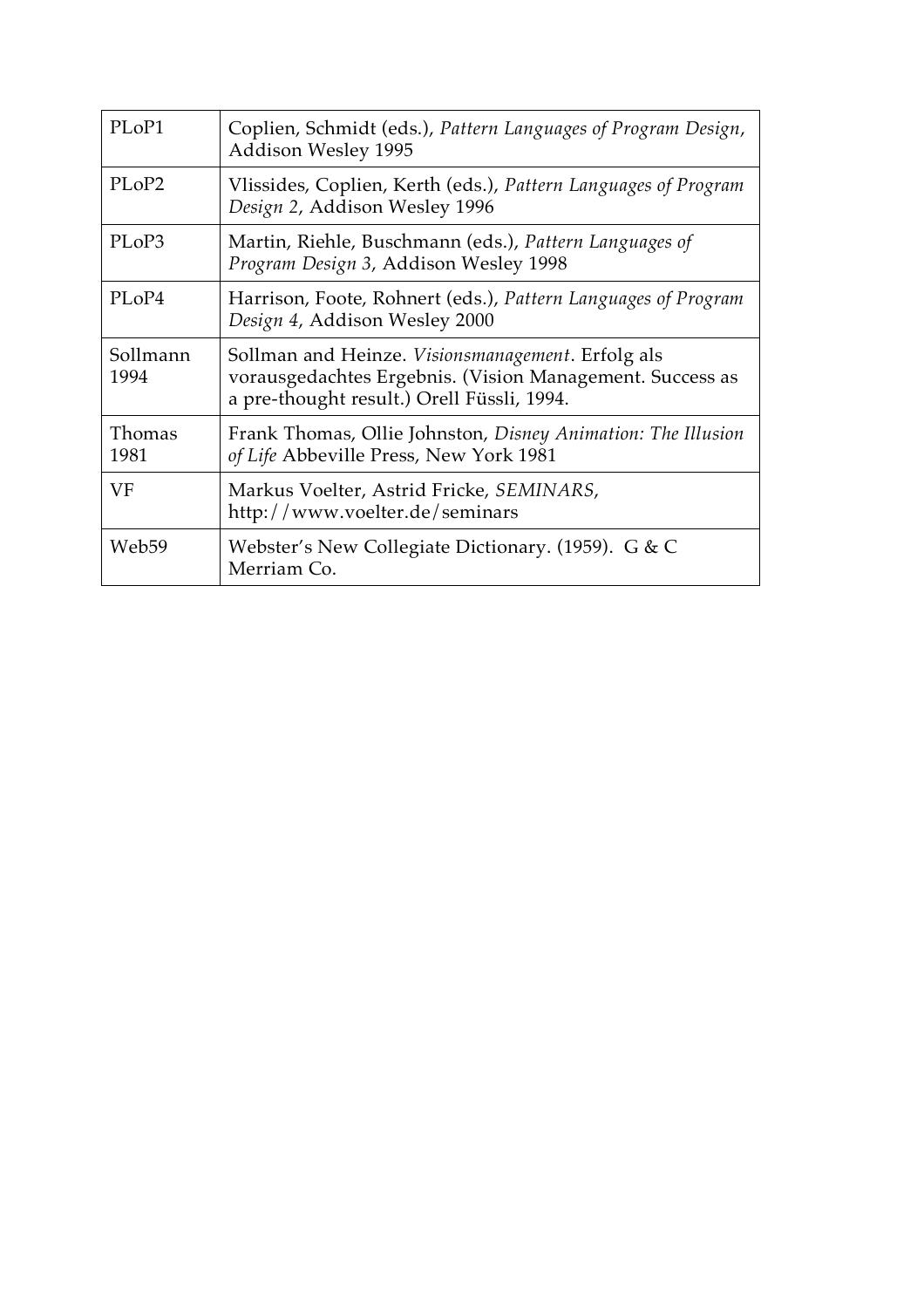| | |
|---|---|
| PLoP1 | Coplien, Schmidt (eds.), *Pattern Languages of Program Design*, Addison Wesley 1995 |
| PLoP2 | Vlissides, Coplien, Kerth (eds.), *Pattern Languages of Program Design 2*, Addison Wesley 1996 |
| PLoP3 | Martin, Riehle, Buschmann (eds.), *Pattern Languages of Program Design 3*, Addison Wesley 1998 |
| PLoP4 | Harrison, Foote, Rohnert (eds.), *Pattern Languages of Program Design 4*, Addison Wesley 2000 |
| Sollmann 1994 | Sollman and Heinze. *Visionsmanagement*. Erfolg als vorausgedachtes Ergebnis. (Vision Management. Success as a pre-thought result.) Orell Füssli, 1994. |
| Thomas 1981 | Frank Thomas, Ollie Johnston, *Disney Animation: The Illusion of Life* Abbeville Press, New York 1981 |
| VF | Markus Voelter, Astrid Fricke, *SEMINARS*, http://www.voelter.de/seminars |
| Web59 | Webster's New Collegiate Dictionary. (1959). G & C Merriam Co. |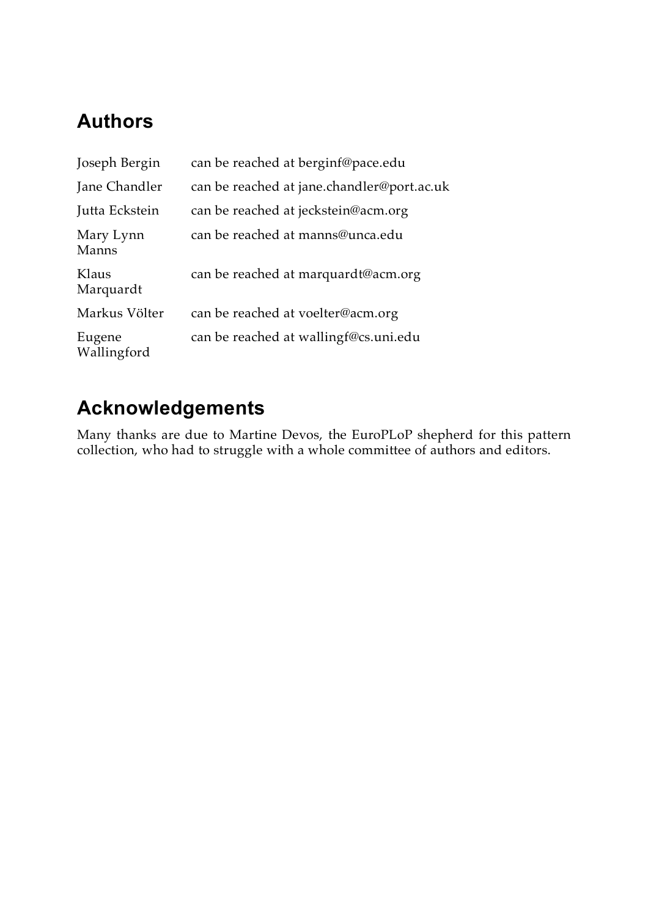## Authors

| | |
|---|---|
| Joseph Bergin | can be reached at berginf@pace.edu |
| Jane Chandler | can be reached at jane.chandler@port.ac.uk |
| Jutta Eckstein | can be reached at jeckstein@acm.org |
| Mary Lynn Manns | can be reached at manns@unca.edu |
| Klaus Marquardt | can be reached at marquardt@acm.org |
| Markus Völter | can be reached at voelter@acm.org |
| Eugene Wallingford | can be reached at wallingf@cs.uni.edu |

## Acknowledgements

Many thanks are due to Martine Devos, the EuroPLoP shepherd for this pattern collection, who had to struggle with a whole committee of authors and editors.